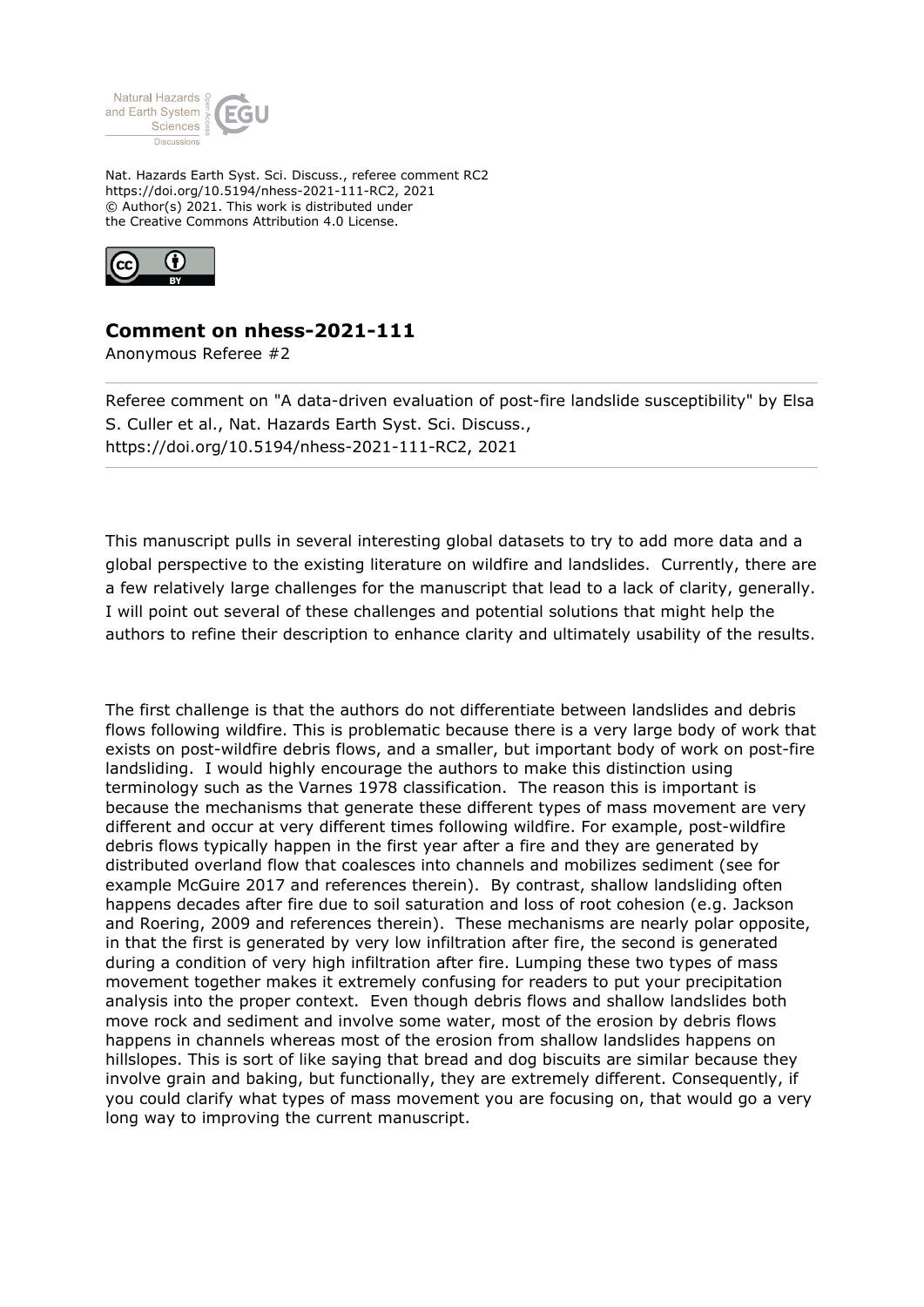Nat. Hazards Earth Syst. Sci. Discuss., referee comment RC2
https://doi.org/10.5194/nhess-2021-111-RC2, 2021
© Author(s) 2021. This work is distributed under
the Creative Commons Attribution 4.0 License.

## Comment on nhess-2021-111

Anonymous Referee #2

Referee comment on "A data-driven evaluation of post-fire landslide susceptibility" by Elsa S. Culler et al., Nat. Hazards Earth Syst. Sci. Discuss., https://doi.org/10.5194/nhess-2021-111-RC2, 2021

This manuscript pulls in several interesting global datasets to try to add more data and a global perspective to the existing literature on wildfire and landslides. Currently, there are a few relatively large challenges for the manuscript that lead to a lack of clarity, generally. I will point out several of these challenges and potential solutions that might help the authors to refine their description to enhance clarity and ultimately usability of the results.

The first challenge is that the authors do not differentiate between landslides and debris flows following wildfire. This is problematic because there is a very large body of work that exists on post-wildfire debris flows, and a smaller, but important body of work on post-fire landsliding. I would highly encourage the authors to make this distinction using terminology such as the Varnes 1978 classification. The reason this is important is because the mechanisms that generate these different types of mass movement are very different and occur at very different times following wildfire. For example, post-wildfire debris flows typically happen in the first year after a fire and they are generated by distributed overland flow that coalesces into channels and mobilizes sediment (see for example McGuire 2017 and references therein). By contrast, shallow landsliding often happens decades after fire due to soil saturation and loss of root cohesion (e.g. Jackson and Roering, 2009 and references therein). These mechanisms are nearly polar opposite, in that the first is generated by very low infiltration after fire, the second is generated during a condition of very high infiltration after fire. Lumping these two types of mass movement together makes it extremely confusing for readers to put your precipitation analysis into the proper context. Even though debris flows and shallow landslides both move rock and sediment and involve some water, most of the erosion by debris flows happens in channels whereas most of the erosion from shallow landslides happens on hillslopes. This is sort of like saying that bread and dog biscuits are similar because they involve grain and baking, but functionally, they are extremely different. Consequently, if you could clarify what types of mass movement you are focusing on, that would go a very long way to improving the current manuscript.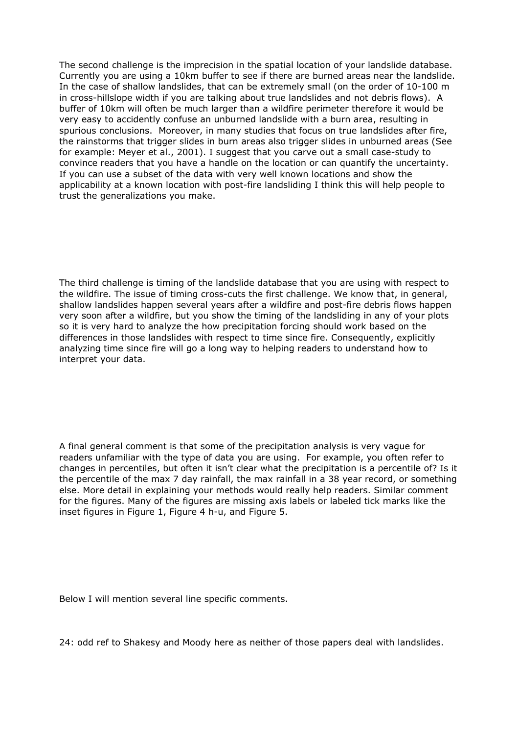The second challenge is the imprecision in the spatial location of your landslide database. Currently you are using a 10km buffer to see if there are burned areas near the landslide. In the case of shallow landslides, that can be extremely small (on the order of 10-100 m in cross-hillslope width if you are talking about true landslides and not debris flows). A buffer of 10km will often be much larger than a wildfire perimeter therefore it would be very easy to accidently confuse an unburned landslide with a burn area, resulting in spurious conclusions. Moreover, in many studies that focus on true landslides after fire, the rainstorms that trigger slides in burn areas also trigger slides in unburned areas (See for example: Meyer et al., 2001). I suggest that you carve out a small case-study to convince readers that you have a handle on the location or can quantify the uncertainty. If you can use a subset of the data with very well known locations and show the applicability at a known location with post-fire landsliding I think this will help people to trust the generalizations you make.

The third challenge is timing of the landslide database that you are using with respect to the wildfire. The issue of timing cross-cuts the first challenge. We know that, in general, shallow landslides happen several years after a wildfire and post-fire debris flows happen very soon after a wildfire, but you show the timing of the landsliding in any of your plots so it is very hard to analyze the how precipitation forcing should work based on the differences in those landslides with respect to time since fire. Consequently, explicitly analyzing time since fire will go a long way to helping readers to understand how to interpret your data.

A final general comment is that some of the precipitation analysis is very vague for readers unfamiliar with the type of data you are using. For example, you often refer to changes in percentiles, but often it isn't clear what the precipitation is a percentile of? Is it the percentile of the max 7 day rainfall, the max rainfall in a 38 year record, or something else. More detail in explaining your methods would really help readers. Similar comment for the figures. Many of the figures are missing axis labels or labeled tick marks like the inset figures in Figure 1, Figure 4 h-u, and Figure 5.

Below I will mention several line specific comments.

24: odd ref to Shakesy and Moody here as neither of those papers deal with landslides.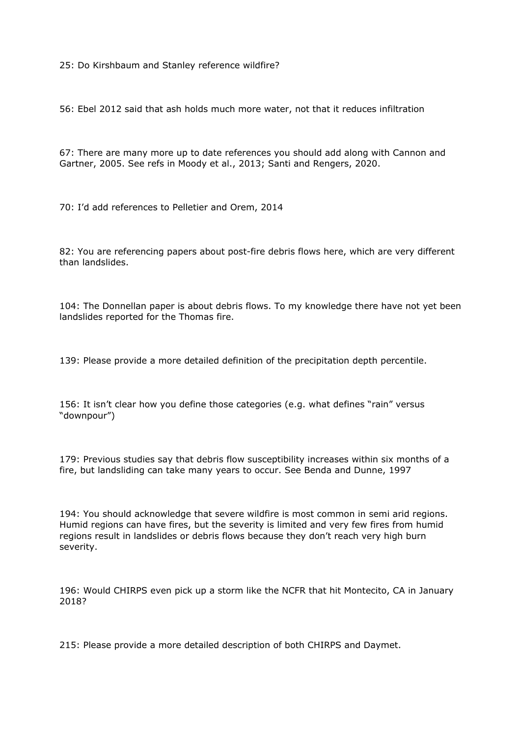25: Do Kirshbaum and Stanley reference wildfire?

56: Ebel 2012 said that ash holds much more water, not that it reduces infiltration

67: There are many more up to date references you should add along with Cannon and Gartner, 2005. See refs in Moody et al., 2013; Santi and Rengers, 2020.

70: I'd add references to Pelletier and Orem, 2014

82: You are referencing papers about post-fire debris flows here, which are very different than landslides.

104: The Donnellan paper is about debris flows. To my knowledge there have not yet been landslides reported for the Thomas fire.

139: Please provide a more detailed definition of the precipitation depth percentile.

156: It isn't clear how you define those categories (e.g. what defines "rain" versus "downpour")

179: Previous studies say that debris flow susceptibility increases within six months of a fire, but landsliding can take many years to occur. See Benda and Dunne, 1997

194: You should acknowledge that severe wildfire is most common in semi arid regions. Humid regions can have fires, but the severity is limited and very few fires from humid regions result in landslides or debris flows because they don't reach very high burn severity.

196: Would CHIRPS even pick up a storm like the NCFR that hit Montecito, CA in January 2018?

215: Please provide a more detailed description of both CHIRPS and Daymet.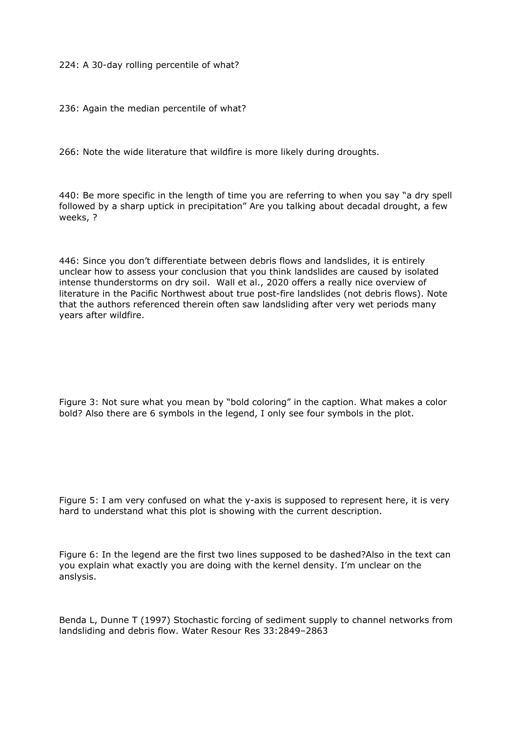224: A 30-day rolling percentile of what?

236: Again the median percentile of what?

266: Note the wide literature that wildfire is more likely during droughts.

440: Be more specific in the length of time you are referring to when you say "a dry spell followed by a sharp uptick in precipitation" Are you talking about decadal drought, a few weeks, ?

446: Since you don't differentiate between debris flows and landslides, it is entirely unclear how to assess your conclusion that you think landslides are caused by isolated intense thunderstorms on dry soil. Wall et al., 2020 offers a really nice overview of literature in the Pacific Northwest about true post-fire landslides (not debris flows). Note that the authors referenced therein often saw landsliding after very wet periods many years after wildfire.

Figure 3: Not sure what you mean by "bold coloring" in the caption. What makes a color bold? Also there are 6 symbols in the legend, I only see four symbols in the plot.

Figure 5: I am very confused on what the y-axis is supposed to represent here, it is very hard to understand what this plot is showing with the current description.

Figure 6: In the legend are the first two lines supposed to be dashed?Also in the text can you explain what exactly you are doing with the kernel density. I'm unclear on the anslysis.

Benda L, Dunne T (1997) Stochastic forcing of sediment supply to channel networks from landsliding and debris flow. Water Resour Res 33:2849–2863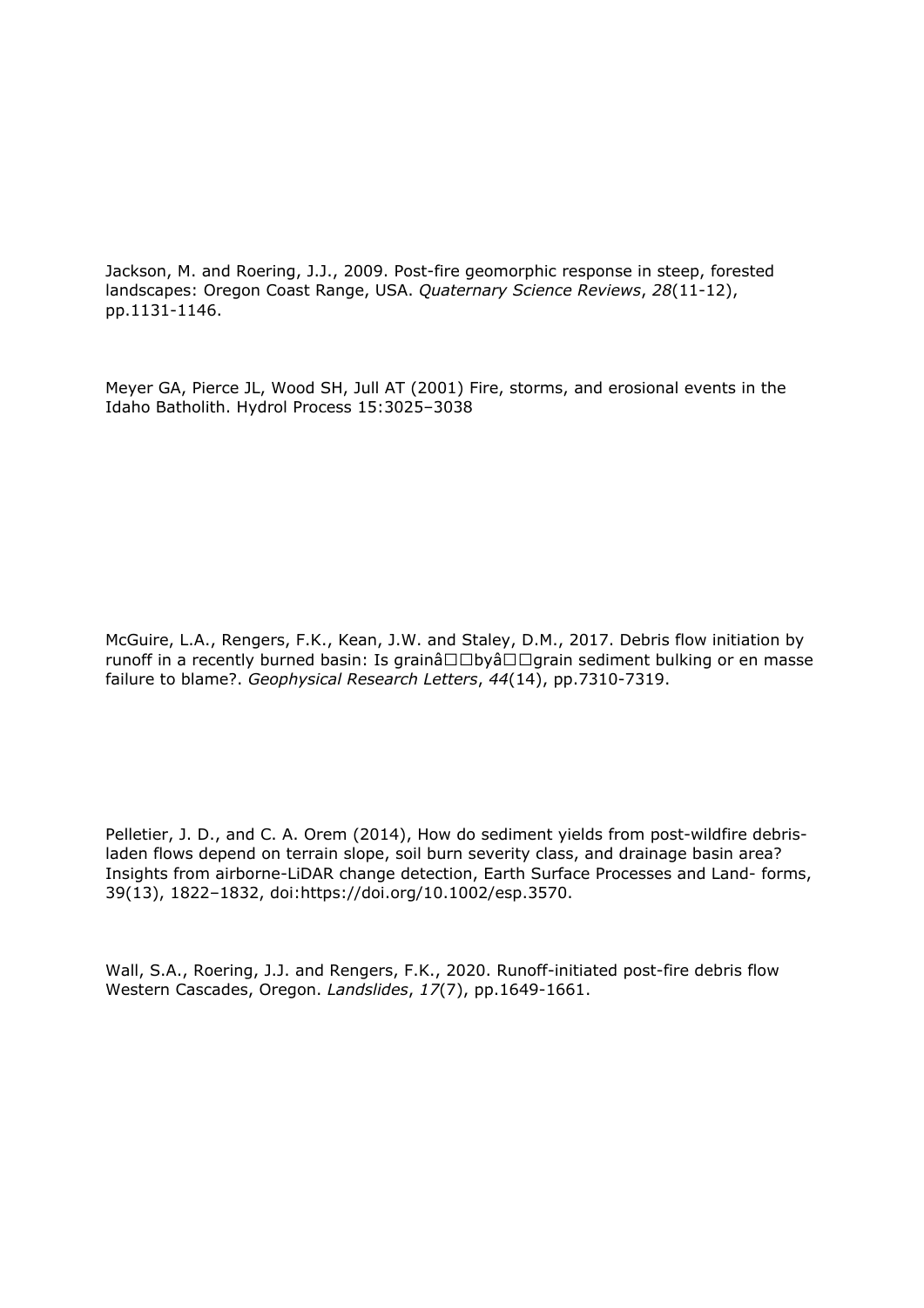Jackson, M. and Roering, J.J., 2009. Post-fire geomorphic response in steep, forested landscapes: Oregon Coast Range, USA. *Quaternary Science Reviews*, *28*(11-12), pp.1131-1146.

Meyer GA, Pierce JL, Wood SH, Jull AT (2001) Fire, storms, and erosional events in the Idaho Batholith. Hydrol Process 15:3025–3038

McGuire, L.A., Rengers, F.K., Kean, J.W. and Staley, D.M., 2017. Debris flow initiation by runoff in a recently burned basin: Is grainâ□□byâ□□grain sediment bulking or en masse failure to blame?. *Geophysical Research Letters*, *44*(14), pp.7310-7319.

Pelletier, J. D., and C. A. Orem (2014), How do sediment yields from post-wildfire debris-laden flows depend on terrain slope, soil burn severity class, and drainage basin area? Insights from airborne-LiDAR change detection, Earth Surface Processes and Land- forms, 39(13), 1822–1832, doi:https://doi.org/10.1002/esp.3570.

Wall, S.A., Roering, J.J. and Rengers, F.K., 2020. Runoff-initiated post-fire debris flow Western Cascades, Oregon. *Landslides*, *17*(7), pp.1649-1661.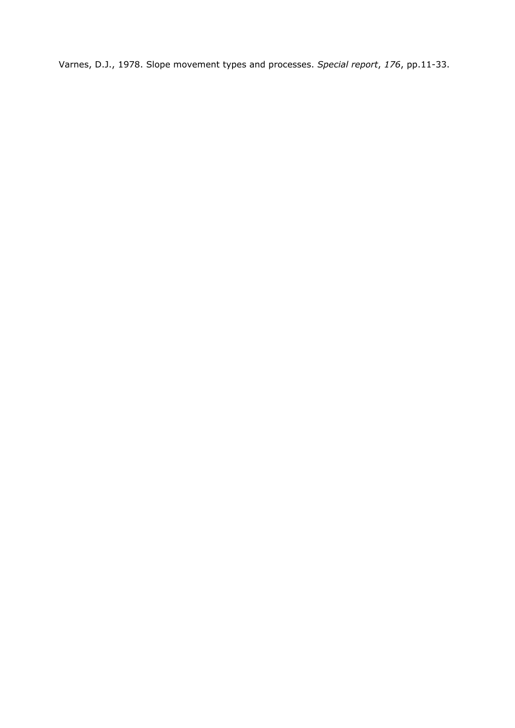Varnes, D.J., 1978. Slope movement types and processes. *Special report*, *176*, pp.11-33.